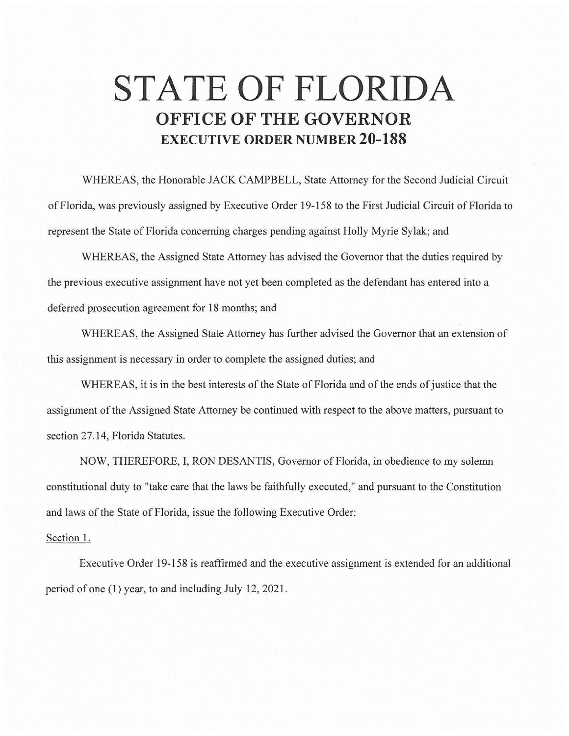# STATE OF FLORIDA

## OFFICE OF THE GOVERNOR

### EXECUTIVE ORDER NUMBER 20-188

WHEREAS, the Honorable JACK CAMPBELL, State Attorney for the Second Judicial Circuit of Florida, was previously assigned by Executive Order 19-158 to the First Judicial Circuit of Florida to represent the State of Florida concerning charges pending against Holly Myrie Sylak; and

WHEREAS, the Assigned State Attorney has advised the Governor that the duties required by the previous executive assignment have not yet been completed as the defendant has entered into a deferred prosecution agreement for 18 months; and

WHEREAS, the Assigned State Attorney has further advised the Governor that an extension of this assignment is necessary in order to complete the assigned duties; and

WHEREAS, it is in the best interests of the State of Florida and of the ends of justice that the assignment of the Assigned State Attorney be continued with respect to the above matters, pursuant to section 27.14, Florida Statutes.

NOW, THEREFORE, I, RON DESANTIS, Governor of Florida, in obedience to my solemn constitutional duty to "take care that the laws be faithfully executed," and pursuant to the Constitution and laws of the State of Florida, issue the following Executive Order:

Section 1.

Executive Order 19-158 is reaffirmed and the executive assignment is extended for an additional period of one (1) year, to and including July 12, 2021.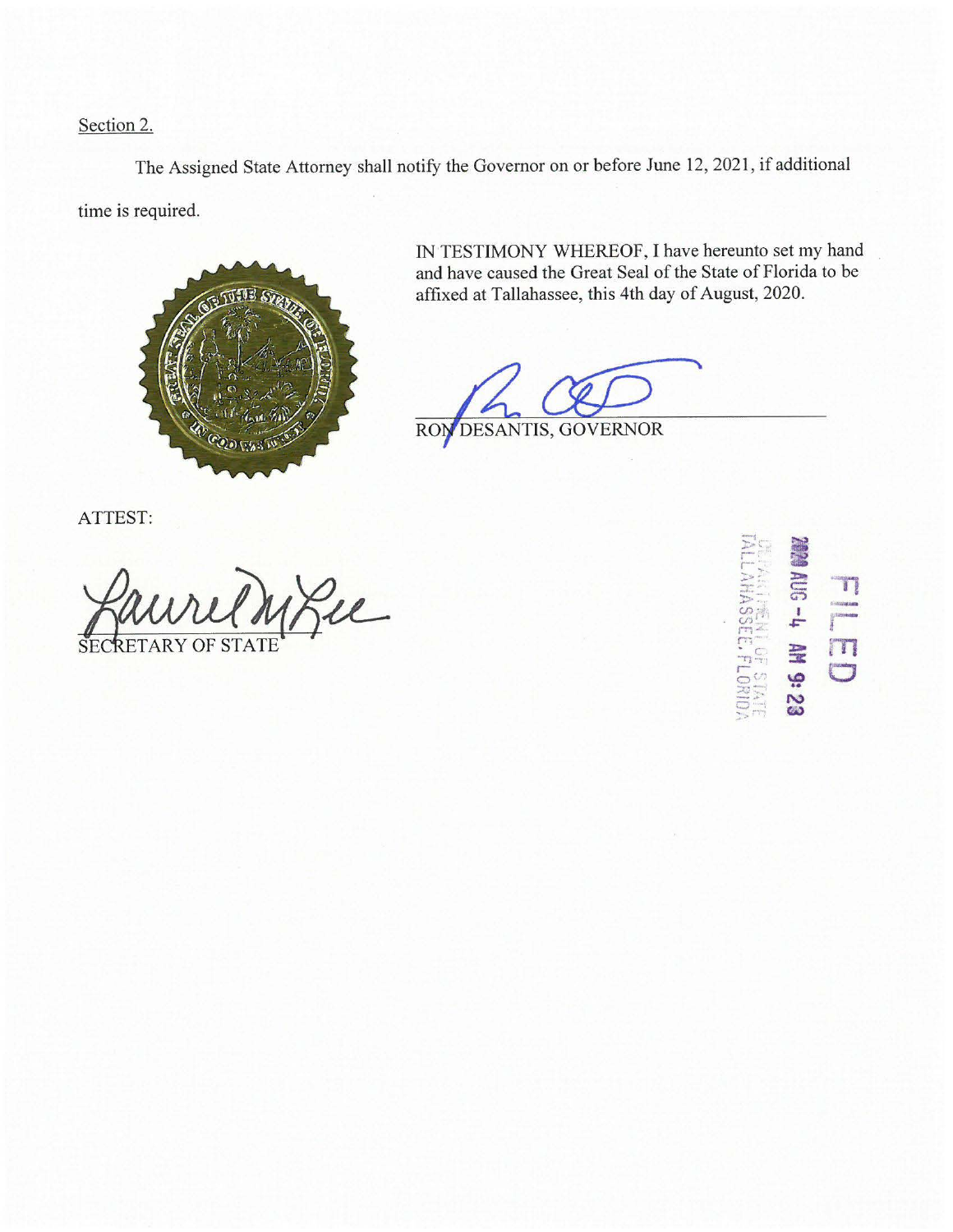Section 2.

The Assigned State Attorney shall notify the Governor on or before June 12, 2021, if additional time is required.

IN TESTIMONY WHEREOF, I have hereunto set my hand and have caused the Great Seal of the State of Florida to be affixed at Tallahassee, this 4th day of August, 2020.

RON DESANTIS, GOVERNOR

ATTEST:

SECRETARY OF STATE

FILED
2020 AUG -4 AM 9:23
DEPARTMENT OF STATE
TALLAHASSEE, FLORIDA